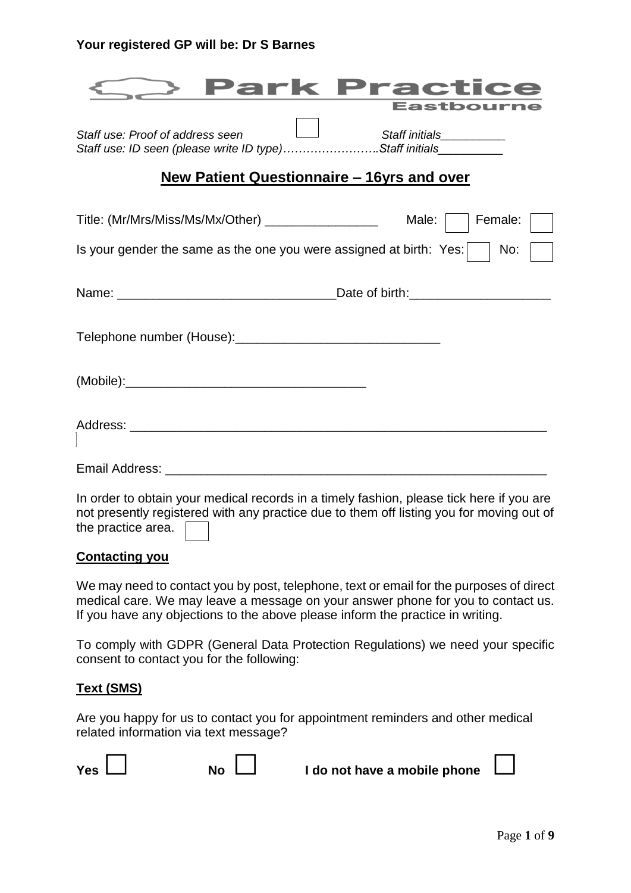**Your registered GP will be: Dr S Barnes**

**Park Practice**
**Eastbourne**

*Staff use: Proof of address seen* ☐ *Staff initials__________*
*Staff use: ID seen (please write ID type)……………………..Staff initials__________*

## New Patient Questionnaire – 16yrs and over

Title: (Mr/Mrs/Miss/Ms/Mx/Other) ________________ Male: ☐ Female: ☐

Is your gender the same as the one you were assigned at birth: Yes: ☐ No: ☐

Name: ______________________________Date of birth:____________________

Telephone number (House):_____________________________

(Mobile):__________________________________

Address: ____________________________________________________________

Email Address: _______________________________________________________

In order to obtain your medical records in a timely fashion, please tick here if you are not presently registered with any practice due to them off listing you for moving out of the practice area. ☐

**Contacting you**

We may need to contact you by post, telephone, text or email for the purposes of direct medical care. We may leave a message on your answer phone for you to contact us. If you have any objections to the above please inform the practice in writing.

To comply with GDPR (General Data Protection Regulations) we need your specific consent to contact you for the following:

**Text (SMS)**

Are you happy for us to contact you for appointment reminders and other medical related information via text message?

**Yes** ☐ **No** ☐ **I do not have a mobile phone** ☐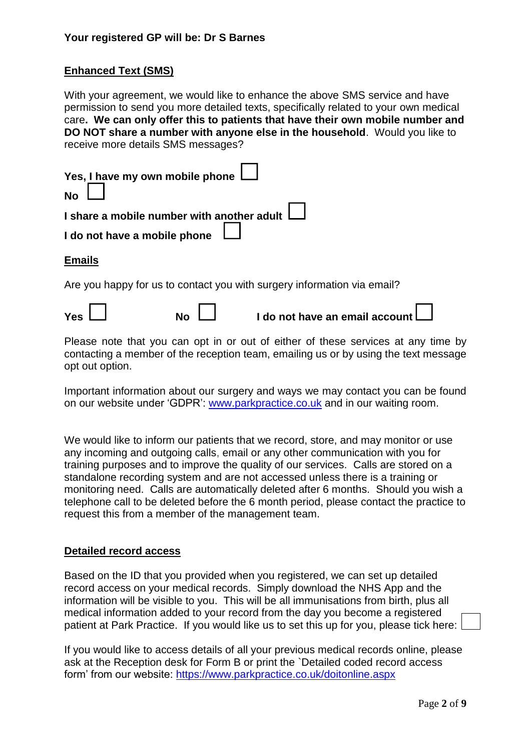**Your registered GP will be: Dr S Barnes**

## Enhanced Text (SMS)

With your agreement, we would like to enhance the above SMS service and have permission to send you more detailed texts, specifically related to your own medical care**. We can only offer this to patients that have their own mobile number and DO NOT share a number with anyone else in the household**. Would you like to receive more details SMS messages?

**Yes, I have my own mobile phone** ☐

**No** ☐

**I share a mobile number with another adult** ☐

**I do not have a mobile phone** ☐

## Emails

Are you happy for us to contact you with surgery information via email?

**Yes** ☐ **No** ☐ **I do not have an email account** ☐

Please note that you can opt in or out of either of these services at any time by contacting a member of the reception team, emailing us or by using the text message opt out option.

Important information about our surgery and ways we may contact you can be found on our website under 'GDPR': www.parkpractice.co.uk and in our waiting room.

We would like to inform our patients that we record, store, and may monitor or use any incoming and outgoing calls, email or any other communication with you for training purposes and to improve the quality of our services. Calls are stored on a standalone recording system and are not accessed unless there is a training or monitoring need. Calls are automatically deleted after 6 months. Should you wish a telephone call to be deleted before the 6 month period, please contact the practice to request this from a member of the management team.

## Detailed record access

Based on the ID that you provided when you registered, we can set up detailed record access on your medical records. Simply download the NHS App and the information will be visible to you. This will be all immunisations from birth, plus all medical information added to your record from the day you become a registered patient at Park Practice. If you would like us to set this up for you, please tick here: ☐

If you would like to access details of all your previous medical records online, please ask at the Reception desk for Form B or print the `Detailed coded access form' from our website: https://www.parkpractice.co.uk/doitonline.aspx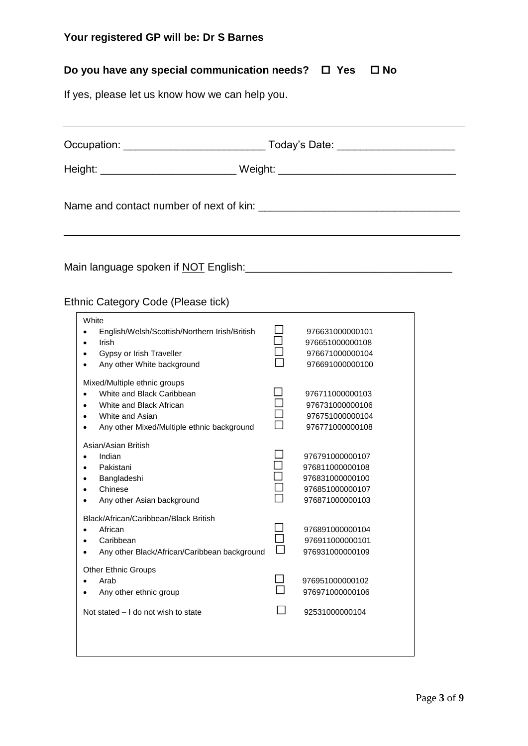**Your registered GP will be: Dr S Barnes**

**Do you have any special communication needs? ☐ Yes ☐ No**

If yes, please let us know how we can help you.

---

Occupation: ______________________ Today's Date: ___________________

Height: ______________________ Weight: _____________________________

Name and contact number of next of kin: ________________________________

_______________________________________________________________

Main language spoken if NOT English: __________________________________

Ethnic Category Code (Please tick)

| | | |
|---|---|---|
| **White** | | |
| • English/Welsh/Scottish/Northern Irish/British | ☐ | 976631000000101 |
| • Irish | ☐ | 976651000000108 |
| • Gypsy or Irish Traveller | ☐ | 976671000000104 |
| • Any other White background | ☐ | 976691000000100 |
| **Mixed/Multiple ethnic groups** | | |
| • White and Black Caribbean | ☐ | 976711000000103 |
| • White and Black African | ☐ | 976731000000106 |
| • White and Asian | ☐ | 976751000000104 |
| • Any other Mixed/Multiple ethnic background | ☐ | 976771000000108 |
| **Asian/Asian British** | | |
| • Indian | ☐ | 976791000000107 |
| • Pakistani | ☐ | 976811000000108 |
| • Bangladeshi | ☐ | 976831000000100 |
| • Chinese | ☐ | 976851000000107 |
| • Any other Asian background | ☐ | 976871000000103 |
| **Black/African/Caribbean/Black British** | | |
| • African | ☐ | 976891000000104 |
| • Caribbean | ☐ | 976911000000101 |
| • Any other Black/African/Caribbean background | ☐ | 976931000000109 |
| **Other Ethnic Groups** | | |
| • Arab | ☐ | 976951000000102 |
| • Any other ethnic group | ☐ | 976971000000106 |
| Not stated – I do not wish to state | ☐ | 92531000000104 |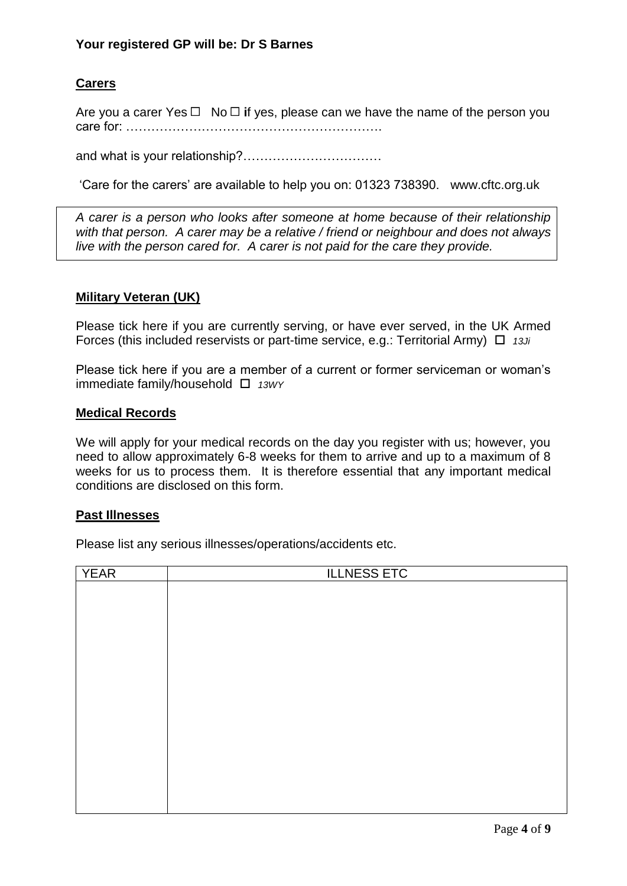**Your registered GP will be: Dr S Barnes**

## Carers

Are you a carer Yes ☐ No ☐ **i**f yes, please can we have the name of the person you care for: …………………………………………………….

and what is your relationship?……………………………

'Care for the carers' are available to help you on: 01323 738390. www.cftc.org.uk

> *A carer is a person who looks after someone at home because of their relationship with that person. A carer may be a relative / friend or neighbour and does not always live with the person cared for. A carer is not paid for the care they provide.*

## Military Veteran (UK)

Please tick here if you are currently serving, or have ever served, in the UK Armed Forces (this included reservists or part-time service, e.g.: Territorial Army) ☐ *13Ji*

Please tick here if you are a member of a current or former serviceman or woman's immediate family/household ☐ *13WY*

## Medical Records

We will apply for your medical records on the day you register with us; however, you need to allow approximately 6-8 weeks for them to arrive and up to a maximum of 8 weeks for us to process them. It is therefore essential that any important medical conditions are disclosed on this form.

## Past Illnesses

Please list any serious illnesses/operations/accidents etc.

| YEAR | ILLNESS ETC |
|---|---|
| | |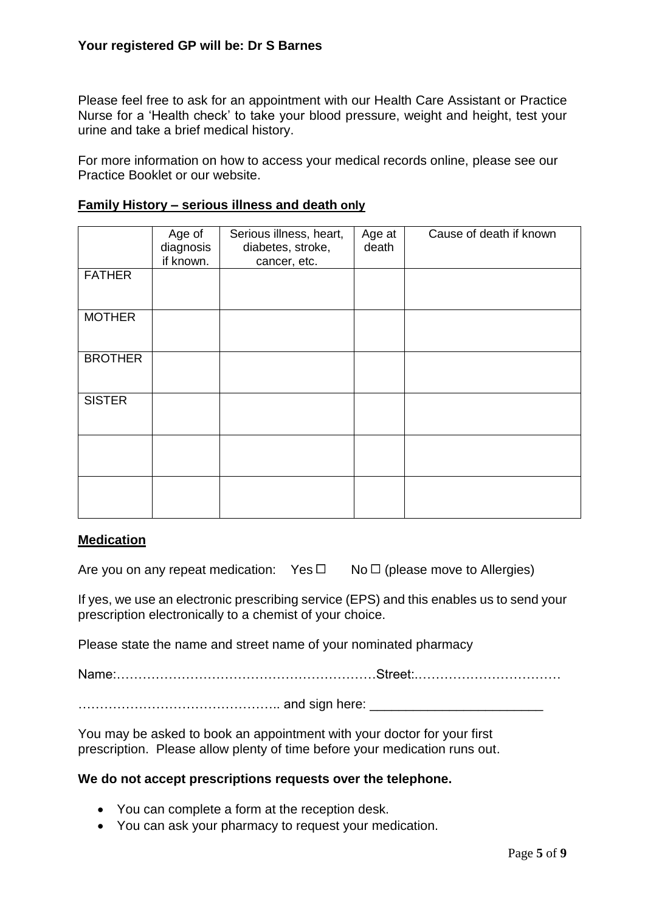**Your registered GP will be: Dr S Barnes**

Please feel free to ask for an appointment with our Health Care Assistant or Practice Nurse for a 'Health check' to take your blood pressure, weight and height, test your urine and take a brief medical history.

For more information on how to access your medical records online, please see our Practice Booklet or our website.

## Family History – serious illness and death only

| | Age of diagnosis if known. | Serious illness, heart, diabetes, stroke, cancer, etc. | Age at death | Cause of death if known |
|---|---|---|---|---|
| FATHER | | | | |
| MOTHER | | | | |
| BROTHER | | | | |
| SISTER | | | | |
| | | | | |
| | | | | |

## Medication

Are you on any repeat medication: Yes ☐ No ☐ (please move to Allergies)

If yes, we use an electronic prescribing service (EPS) and this enables us to send your prescription electronically to a chemist of your choice.

Please state the name and street name of your nominated pharmacy

Name:……………………………………………………Street:……………………………

……………………………………….. and sign here: _______________________

You may be asked to book an appointment with your doctor for your first prescription. Please allow plenty of time before your medication runs out.

**We do not accept prescriptions requests over the telephone.**

- You can complete a form at the reception desk.
- You can ask your pharmacy to request your medication.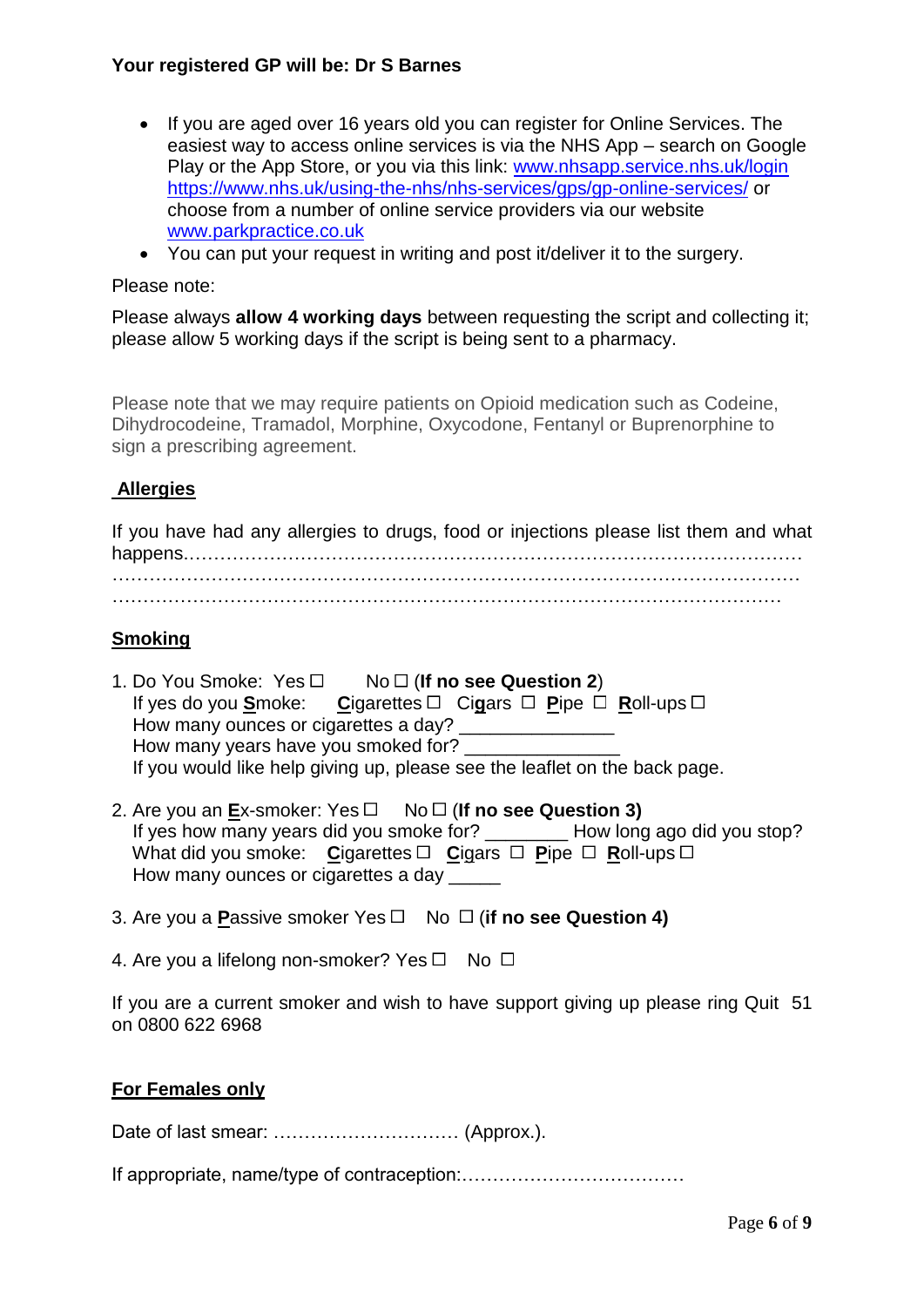**Your registered GP will be: Dr S Barnes**

- If you are aged over 16 years old you can register for Online Services. The easiest way to access online services is via the NHS App – search on Google Play or the App Store, or you via this link: www.nhsapp.service.nhs.uk/login https://www.nhs.uk/using-the-nhs/nhs-services/gps/gp-online-services/ or choose from a number of online service providers via our website www.parkpractice.co.uk
- You can put your request in writing and post it/deliver it to the surgery.

Please note:

Please always **allow 4 working days** between requesting the script and collecting it; please allow 5 working days if the script is being sent to a pharmacy.

Please note that we may require patients on Opioid medication such as Codeine, Dihydrocodeine, Tramadol, Morphine, Oxycodone, Fentanyl or Buprenorphine to sign a prescribing agreement.

## Allergies

If you have had any allergies to drugs, food or injections please list them and what happens……………………………………………………………………………………… …………………………………………………………………………………………… ……………………………………………………………………………………………

## Smoking

1. Do You Smoke: Yes ☐ No ☐ (**If no see Question 2**)
   If yes do you **S**moke: **C**igarettes ☐ Ci**g**ars ☐ **P**ipe ☐ **R**oll-ups ☐
   How many ounces or cigarettes a day? _______________
   How many years have you smoked for? _______________
   If you would like help giving up, please see the leaflet on the back page.

2. Are you an **E**x-smoker: Yes ☐ No ☐ (**If no see Question 3)**
   If yes how many years did you smoke for? ________ How long ago did you stop?
   What did you smoke: **C**igarettes ☐ **C**igars ☐ **P**ipe ☐ **R**oll-ups ☐
   How many ounces or cigarettes a day _____

3. Are you a **P**assive smoker Yes ☐ No ☐ (**if no see Question 4)**

4. Are you a lifelong non-smoker? Yes ☐ No ☐

If you are a current smoker and wish to have support giving up please ring Quit 51 on 0800 622 6968

## For Females only

Date of last smear: ………………………… (Approx.).

If appropriate, name/type of contraception:………………………………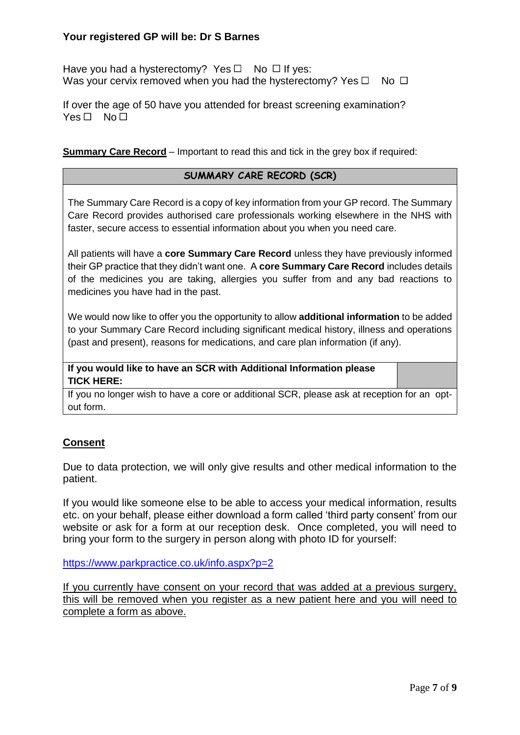**Your registered GP will be: Dr S Barnes**

Have you had a hysterectomy? Yes ☐ No ☐ If yes:
Was your cervix removed when you had the hysterectomy? Yes ☐ No ☐

If over the age of 50 have you attended for breast screening examination?
Yes ☐ No ☐

**Summary Care Record** – Important to read this and tick in the grey box if required:

| SUMMARY CARE RECORD (SCR) | |
|---|---|
| The Summary Care Record is a copy of key information from your GP record. The Summary Care Record provides authorised care professionals working elsewhere in the NHS with faster, secure access to essential information about you when you need care.<br><br>All patients will have a **core Summary Care Record** unless they have previously informed their GP practice that they didn't want one. A **core Summary Care Record** includes details of the medicines you are taking, allergies you suffer from and any bad reactions to medicines you have had in the past.<br><br>We would now like to offer you the opportunity to allow **additional information** to be added to your Summary Care Record including significant medical history, illness and operations (past and present), reasons for medications, and care plan information (if any). | |
| **If you would like to have an SCR with Additional Information please TICK HERE:** | |
| If you no longer wish to have a core or additional SCR, please ask at reception for an opt-out form. | |

## Consent

Due to data protection, we will only give results and other medical information to the patient.

If you would like someone else to be able to access your medical information, results etc. on your behalf, please either download a form called 'third party consent' from our website or ask for a form at our reception desk. Once completed, you will need to bring your form to the surgery in person along with photo ID for yourself:

https://www.parkpractice.co.uk/info.aspx?p=2

If you currently have consent on your record that was added at a previous surgery, this will be removed when you register as a new patient here and you will need to complete a form as above.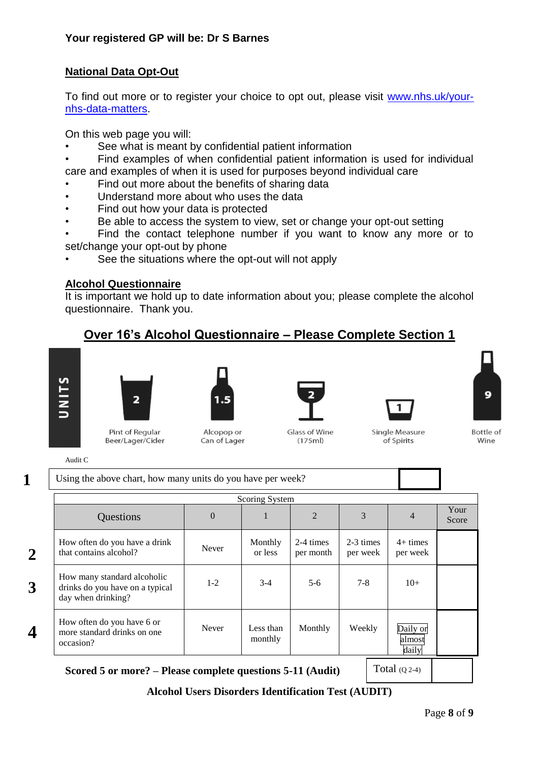**Your registered GP will be: Dr S Barnes**

## National Data Opt-Out

To find out more or to register your choice to opt out, please visit www.nhs.uk/your-nhs-data-matters.

On this web page you will:

- See what is meant by confidential patient information
- Find examples of when confidential patient information is used for individual care and examples of when it is used for purposes beyond individual care
- Find out more about the benefits of sharing data
- Understand more about who uses the data
- Find out how your data is protected
- Be able to access the system to view, set or change your opt-out setting
- Find the contact telephone number if you want to know any more or to set/change your opt-out by phone
- See the situations where the opt-out will not apply

## Alcohol Questionnaire

It is important we hold up to date information about you; please complete the alcohol questionnaire. Thank you.

## Over 16's Alcohol Questionnaire – Please Complete Section 1

| UNITS | | | | | |
|---|---|---|---|---|---|
| | 2 | 1.5 | 2 | 1 | 9 |
| | Pint of Regular Beer/Lager/Cider | Alcopop or Can of Lager | Glass of Wine (175ml) | Single Measure of Spirits | Bottle of Wine |

Audit C

| | | |
|---|---|---|
| **1** | Using the above chart, how many units do you have per week? | |

| | Scoring System | | | | | | |
|---|---|---|---|---|---|---|---|
| | Questions | 0 | 1 | 2 | 3 | 4 | Your Score |
| **2** | How often do you have a drink that contains alcohol? | Never | Monthly or less | 2-4 times per month | 2-3 times per week | 4+ times per week | |
| **3** | How many standard alcoholic drinks do you have on a typical day when drinking? | 1-2 | 3-4 | 5-6 | 7-8 | 10+ | |
| **4** | How often do you have 6 or more standard drinks on one occasion? | Never | Less than monthly | Monthly | Weekly | Daily or almost daily | |

**Scored 5 or more? – Please complete questions 5-11 (Audit)**

| Total (Q 2-4) | |
|---|---|

**Alcohol Users Disorders Identification Test (AUDIT)**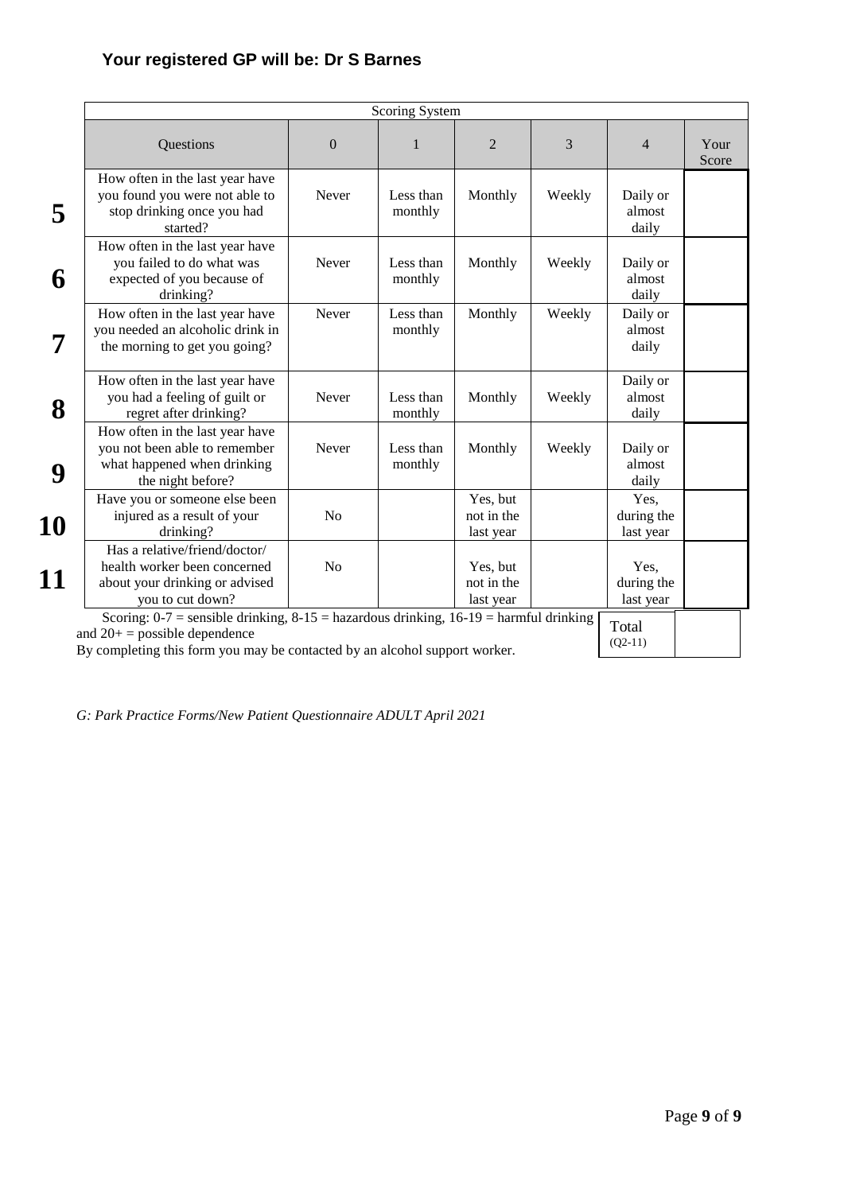**Your registered GP will be: Dr S Barnes**

| | Scoring System | | | | | | |
|---|---|---|---|---|---|---|---|
| | Questions | 0 | 1 | 2 | 3 | 4 | Your Score |
| **5** | How often in the last year have you found you were not able to stop drinking once you had started? | Never | Less than monthly | Monthly | Weekly | Daily or almost daily | |
| **6** | How often in the last year have you failed to do what was expected of you because of drinking? | Never | Less than monthly | Monthly | Weekly | Daily or almost daily | |
| **7** | How often in the last year have you needed an alcoholic drink in the morning to get you going? | Never | Less than monthly | Monthly | Weekly | Daily or almost daily | |
| **8** | How often in the last year have you had a feeling of guilt or regret after drinking? | Never | Less than monthly | Monthly | Weekly | Daily or almost daily | |
| **9** | How often in the last year have you not been able to remember what happened when drinking the night before? | Never | Less than monthly | Monthly | Weekly | Daily or almost daily | |
| **10** | Have you or someone else been injured as a result of your drinking? | No | | Yes, but not in the last year | | Yes, during the last year | |
| **11** | Has a relative/friend/doctor/ health worker been concerned about your drinking or advised you to cut down? | No | | Yes, but not in the last year | | Yes, during the last year | |
| | | | | | | Total (Q2-11) | |

Scoring: 0-7 = sensible drinking, 8-15 = hazardous drinking, 16-19 = harmful drinking and 20+ = possible dependence

By completing this form you may be contacted by an alcohol support worker.

*G: Park Practice Forms/New Patient Questionnaire ADULT April 2021*